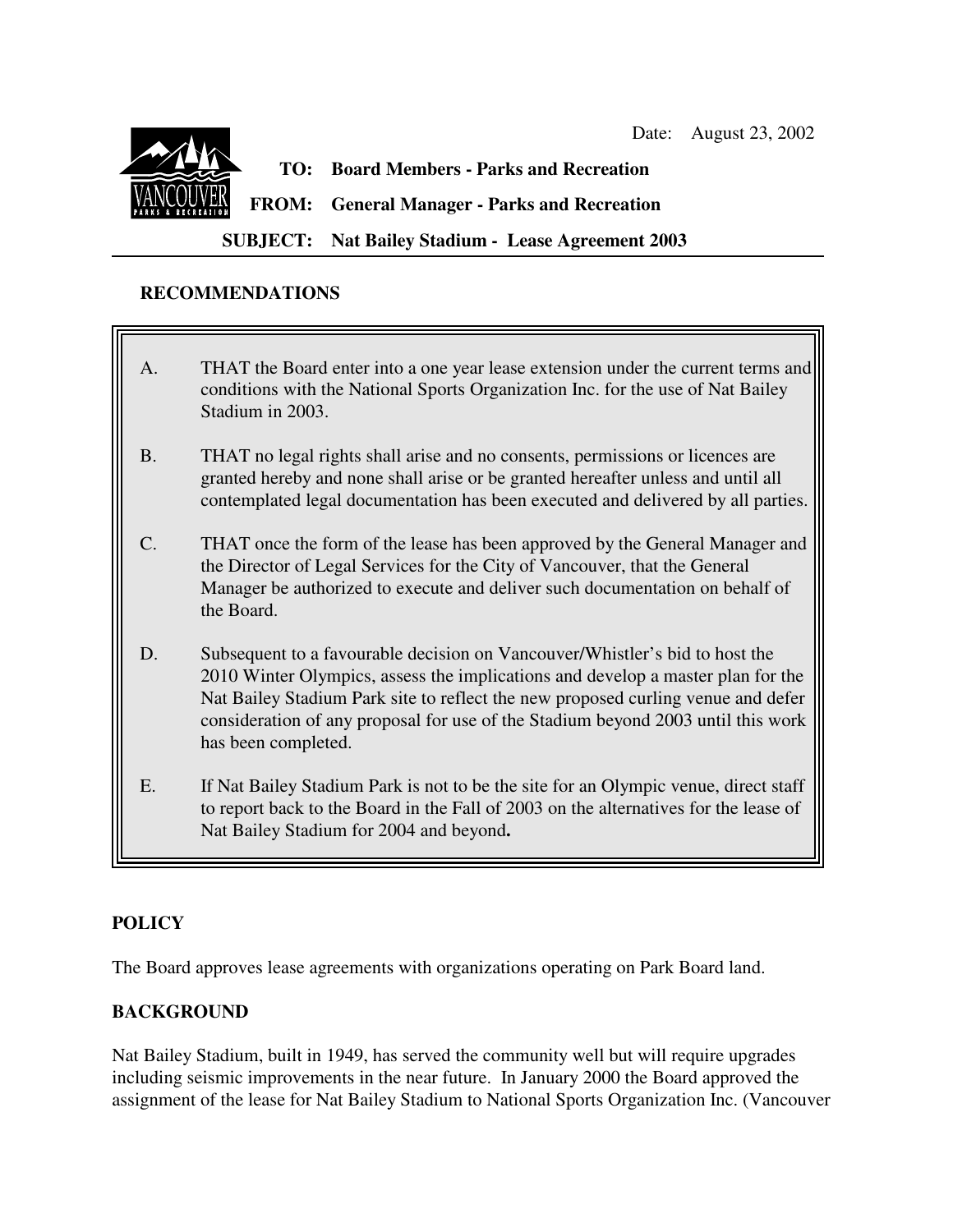Date: August 23, 2002

**TO: Board Members - Parks and Recreation**

**FROM: General Manager - Parks and Recreation**

**SUBJECT: Nat Bailey Stadium - Lease Agreement 2003**

## RECOMMENDATIONS

A. THAT the Board enter into a one year lease extension under the current terms and conditions with the National Sports Organization Inc. for the use of Nat Bailey Stadium in 2003.

B. THAT no legal rights shall arise and no consents, permissions or licences are granted hereby and none shall arise or be granted hereafter unless and until all contemplated legal documentation has been executed and delivered by all parties.

C. THAT once the form of the lease has been approved by the General Manager and the Director of Legal Services for the City of Vancouver, that the General Manager be authorized to execute and deliver such documentation on behalf of the Board.

D. Subsequent to a favourable decision on Vancouver/Whistler's bid to host the 2010 Winter Olympics, assess the implications and develop a master plan for the Nat Bailey Stadium Park site to reflect the new proposed curling venue and defer consideration of any proposal for use of the Stadium beyond 2003 until this work has been completed.

E. If Nat Bailey Stadium Park is not to be the site for an Olympic venue, direct staff to report back to the Board in the Fall of 2003 on the alternatives for the lease of Nat Bailey Stadium for 2004 and beyond**.**

## POLICY

The Board approves lease agreements with organizations operating on Park Board land.

## BACKGROUND

Nat Bailey Stadium, built in 1949, has served the community well but will require upgrades including seismic improvements in the near future. In January 2000 the Board approved the assignment of the lease for Nat Bailey Stadium to National Sports Organization Inc. (Vancouver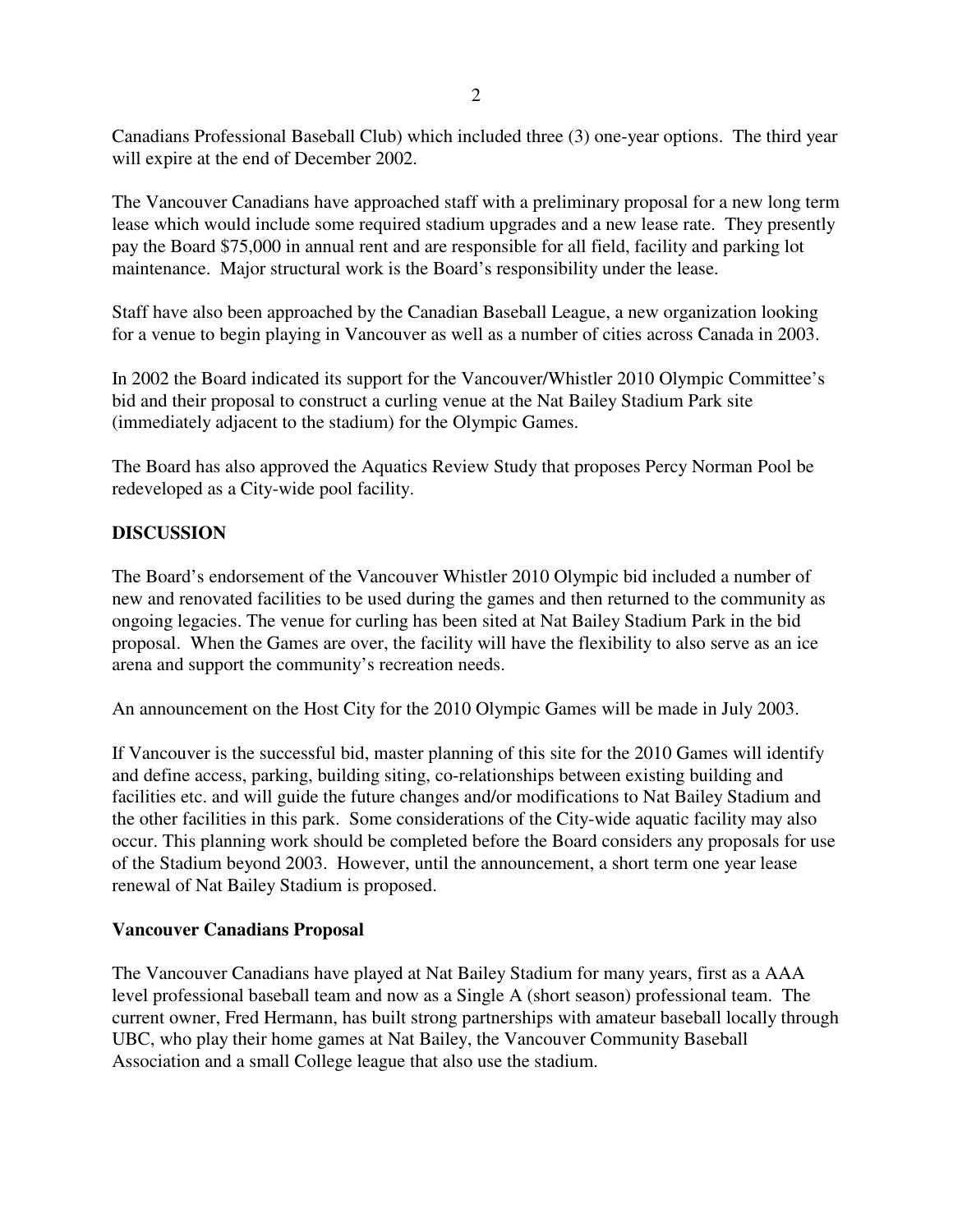Canadians Professional Baseball Club) which included three (3) one-year options. The third year will expire at the end of December 2002.

The Vancouver Canadians have approached staff with a preliminary proposal for a new long term lease which would include some required stadium upgrades and a new lease rate. They presently pay the Board $75,000 in annual rent and are responsible for all field, facility and parking lot maintenance. Major structural work is the Board's responsibility under the lease.

Staff have also been approached by the Canadian Baseball League, a new organization looking for a venue to begin playing in Vancouver as well as a number of cities across Canada in 2003.

In 2002 the Board indicated its support for the Vancouver/Whistler 2010 Olympic Committee's bid and their proposal to construct a curling venue at the Nat Bailey Stadium Park site (immediately adjacent to the stadium) for the Olympic Games.

The Board has also approved the Aquatics Review Study that proposes Percy Norman Pool be redeveloped as a City-wide pool facility.

## DISCUSSION

The Board's endorsement of the Vancouver Whistler 2010 Olympic bid included a number of new and renovated facilities to be used during the games and then returned to the community as ongoing legacies. The venue for curling has been sited at Nat Bailey Stadium Park in the bid proposal. When the Games are over, the facility will have the flexibility to also serve as an ice arena and support the community's recreation needs.

An announcement on the Host City for the 2010 Olympic Games will be made in July 2003.

If Vancouver is the successful bid, master planning of this site for the 2010 Games will identify and define access, parking, building siting, co-relationships between existing building and facilities etc. and will guide the future changes and/or modifications to Nat Bailey Stadium and the other facilities in this park. Some considerations of the City-wide aquatic facility may also occur. This planning work should be completed before the Board considers any proposals for use of the Stadium beyond 2003. However, until the announcement, a short term one year lease renewal of Nat Bailey Stadium is proposed.

### Vancouver Canadians Proposal

The Vancouver Canadians have played at Nat Bailey Stadium for many years, first as a AAA level professional baseball team and now as a Single A (short season) professional team. The current owner, Fred Hermann, has built strong partnerships with amateur baseball locally through UBC, who play their home games at Nat Bailey, the Vancouver Community Baseball Association and a small College league that also use the stadium.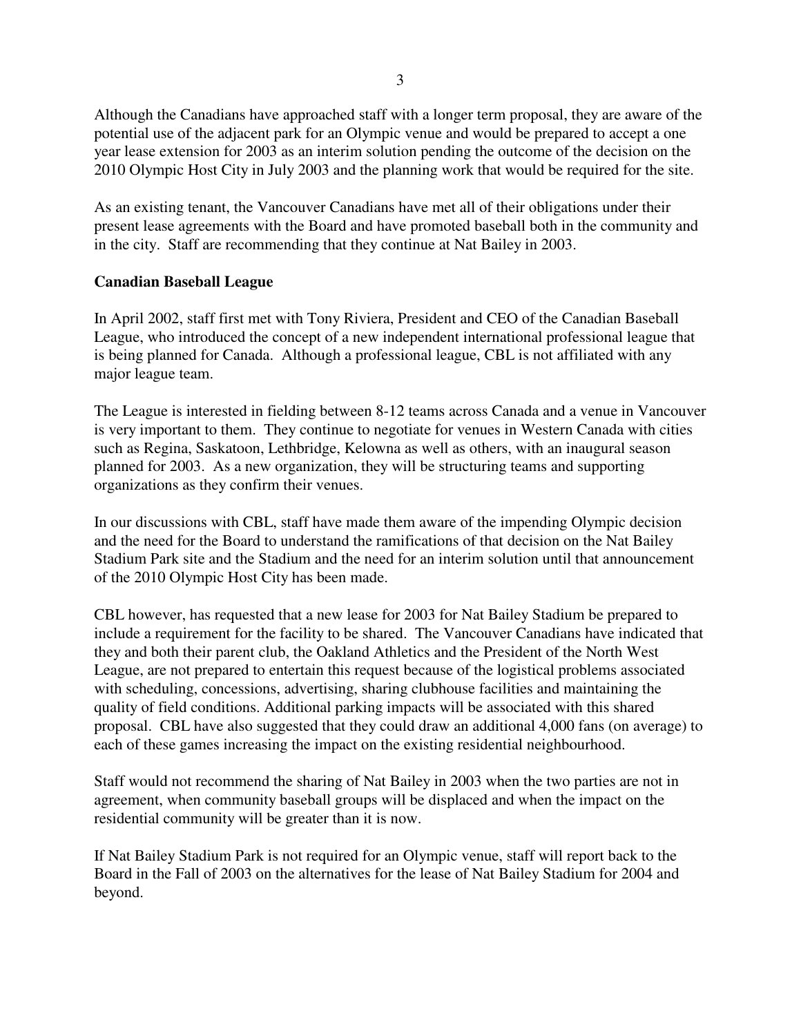Although the Canadians have approached staff with a longer term proposal, they are aware of the potential use of the adjacent park for an Olympic venue and would be prepared to accept a one year lease extension for 2003 as an interim solution pending the outcome of the decision on the 2010 Olympic Host City in July 2003 and the planning work that would be required for the site.

As an existing tenant, the Vancouver Canadians have met all of their obligations under their present lease agreements with the Board and have promoted baseball both in the community and in the city. Staff are recommending that they continue at Nat Bailey in 2003.

**Canadian Baseball League**

In April 2002, staff first met with Tony Riviera, President and CEO of the Canadian Baseball League, who introduced the concept of a new independent international professional league that is being planned for Canada. Although a professional league, CBL is not affiliated with any major league team.

The League is interested in fielding between 8-12 teams across Canada and a venue in Vancouver is very important to them. They continue to negotiate for venues in Western Canada with cities such as Regina, Saskatoon, Lethbridge, Kelowna as well as others, with an inaugural season planned for 2003. As a new organization, they will be structuring teams and supporting organizations as they confirm their venues.

In our discussions with CBL, staff have made them aware of the impending Olympic decision and the need for the Board to understand the ramifications of that decision on the Nat Bailey Stadium Park site and the Stadium and the need for an interim solution until that announcement of the 2010 Olympic Host City has been made.

CBL however, has requested that a new lease for 2003 for Nat Bailey Stadium be prepared to include a requirement for the facility to be shared. The Vancouver Canadians have indicated that they and both their parent club, the Oakland Athletics and the President of the North West League, are not prepared to entertain this request because of the logistical problems associated with scheduling, concessions, advertising, sharing clubhouse facilities and maintaining the quality of field conditions. Additional parking impacts will be associated with this shared proposal. CBL have also suggested that they could draw an additional 4,000 fans (on average) to each of these games increasing the impact on the existing residential neighbourhood.

Staff would not recommend the sharing of Nat Bailey in 2003 when the two parties are not in agreement, when community baseball groups will be displaced and when the impact on the residential community will be greater than it is now.

If Nat Bailey Stadium Park is not required for an Olympic venue, staff will report back to the Board in the Fall of 2003 on the alternatives for the lease of Nat Bailey Stadium for 2004 and beyond.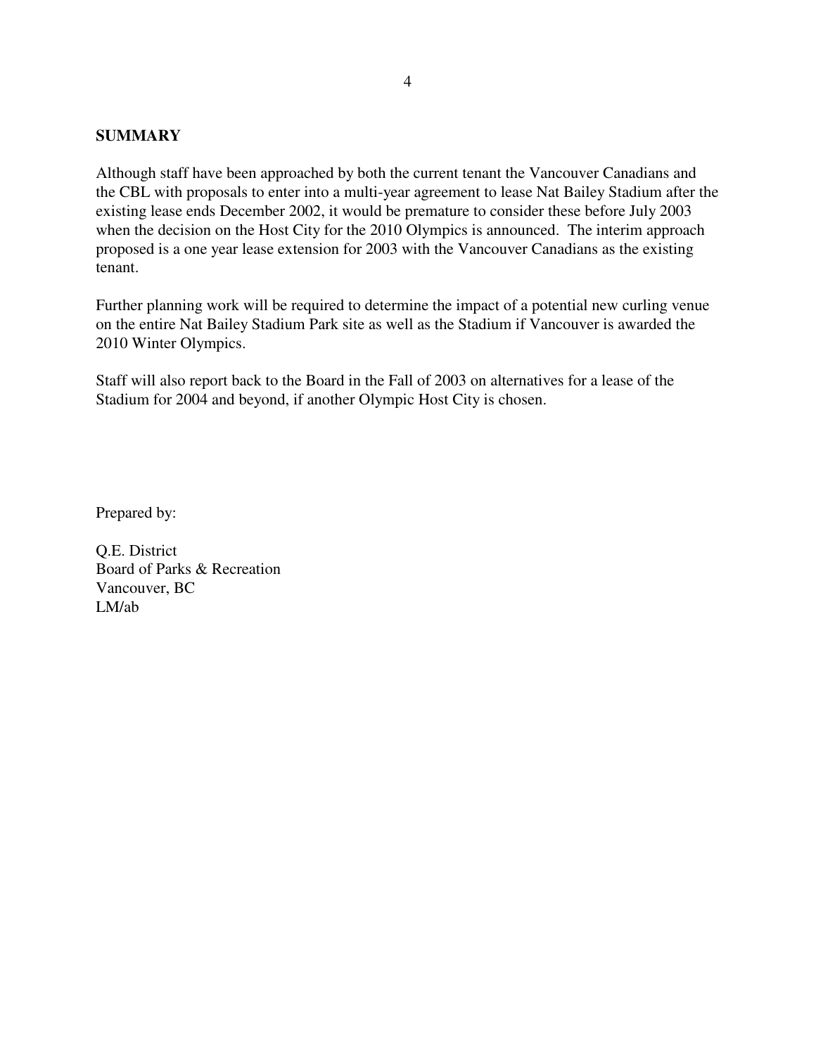## SUMMARY

Although staff have been approached by both the current tenant the Vancouver Canadians and the CBL with proposals to enter into a multi-year agreement to lease Nat Bailey Stadium after the existing lease ends December 2002, it would be premature to consider these before July 2003 when the decision on the Host City for the 2010 Olympics is announced. The interim approach proposed is a one year lease extension for 2003 with the Vancouver Canadians as the existing tenant.

Further planning work will be required to determine the impact of a potential new curling venue on the entire Nat Bailey Stadium Park site as well as the Stadium if Vancouver is awarded the 2010 Winter Olympics.

Staff will also report back to the Board in the Fall of 2003 on alternatives for a lease of the Stadium for 2004 and beyond, if another Olympic Host City is chosen.

Prepared by:

Q.E. District
Board of Parks & Recreation
Vancouver, BC
LM/ab